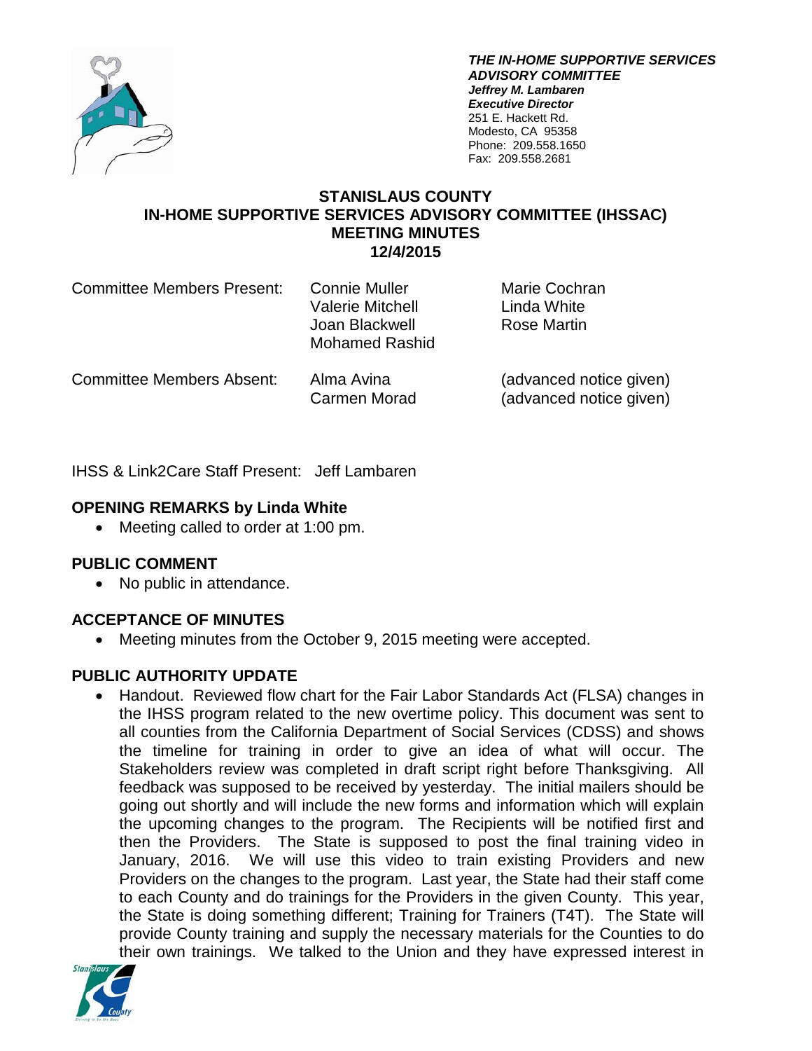***THE IN-HOME SUPPORTIVE SERVICES ADVISORY COMMITTEE***
***Jeffrey M. Lambaren***
***Executive Director***
251 E. Hackett Rd.
Modesto, CA 95358
Phone: 209.558.1650
Fax: 209.558.2681

# STANISLAUS COUNTY
# IN-HOME SUPPORTIVE SERVICES ADVISORY COMMITTEE (IHSSAC)
# MEETING MINUTES
# 12/4/2015

| | | |
|---|---|---|
| Committee Members Present: | Connie Muller | Marie Cochran |
| | Valerie Mitchell | Linda White |
| | Joan Blackwell | Rose Martin |
| | Mohamed Rashid | |
| Committee Members Absent: | Alma Avina | (advanced notice given) |
| | Carmen Morad | (advanced notice given) |

IHSS & Link2Care Staff Present: Jeff Lambaren

## OPENING REMARKS by Linda White

- Meeting called to order at 1:00 pm.

## PUBLIC COMMENT

- No public in attendance.

## ACCEPTANCE OF MINUTES

- Meeting minutes from the October 9, 2015 meeting were accepted.

## PUBLIC AUTHORITY UPDATE

- Handout. Reviewed flow chart for the Fair Labor Standards Act (FLSA) changes in the IHSS program related to the new overtime policy. This document was sent to all counties from the California Department of Social Services (CDSS) and shows the timeline for training in order to give an idea of what will occur. The Stakeholders review was completed in draft script right before Thanksgiving. All feedback was supposed to be received by yesterday. The initial mailers should be going out shortly and will include the new forms and information which will explain the upcoming changes to the program. The Recipients will be notified first and then the Providers. The State is supposed to post the final training video in January, 2016. We will use this video to train existing Providers and new Providers on the changes to the program. Last year, the State had their staff come to each County and do trainings for the Providers in the given County. This year, the State is doing something different; Training for Trainers (T4T). The State will provide County training and supply the necessary materials for the Counties to do their own trainings. We talked to the Union and they have expressed interest in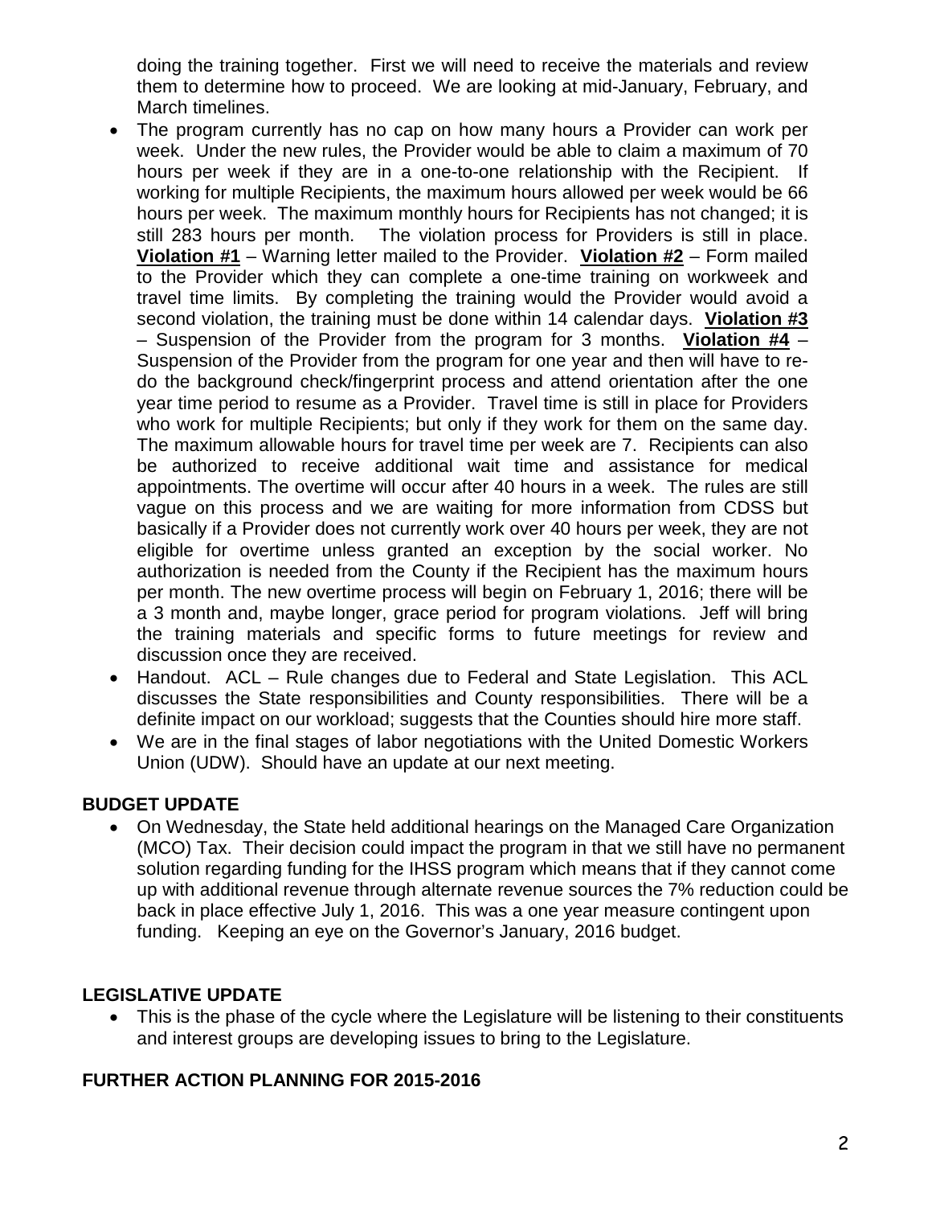doing the training together. First we will need to receive the materials and review them to determine how to proceed. We are looking at mid-January, February, and March timelines.

- The program currently has no cap on how many hours a Provider can work per week. Under the new rules, the Provider would be able to claim a maximum of 70 hours per week if they are in a one-to-one relationship with the Recipient. If working for multiple Recipients, the maximum hours allowed per week would be 66 hours per week. The maximum monthly hours for Recipients has not changed; it is still 283 hours per month. The violation process for Providers is still in place. **<u>Violation #1</u>** – Warning letter mailed to the Provider. **<u>Violation #2</u>** – Form mailed to the Provider which they can complete a one-time training on workweek and travel time limits. By completing the training would the Provider would avoid a second violation, the training must be done within 14 calendar days. **<u>Violation #3</u>** – Suspension of the Provider from the program for 3 months. **<u>Violation #4</u>** – Suspension of the Provider from the program for one year and then will have to re-do the background check/fingerprint process and attend orientation after the one year time period to resume as a Provider. Travel time is still in place for Providers who work for multiple Recipients; but only if they work for them on the same day. The maximum allowable hours for travel time per week are 7. Recipients can also be authorized to receive additional wait time and assistance for medical appointments. The overtime will occur after 40 hours in a week. The rules are still vague on this process and we are waiting for more information from CDSS but basically if a Provider does not currently work over 40 hours per week, they are not eligible for overtime unless granted an exception by the social worker. No authorization is needed from the County if the Recipient has the maximum hours per month. The new overtime process will begin on February 1, 2016; there will be a 3 month and, maybe longer, grace period for program violations. Jeff will bring the training materials and specific forms to future meetings for review and discussion once they are received.
- Handout. ACL – Rule changes due to Federal and State Legislation. This ACL discusses the State responsibilities and County responsibilities. There will be a definite impact on our workload; suggests that the Counties should hire more staff.
- We are in the final stages of labor negotiations with the United Domestic Workers Union (UDW). Should have an update at our next meeting.

## BUDGET UPDATE

- On Wednesday, the State held additional hearings on the Managed Care Organization (MCO) Tax. Their decision could impact the program in that we still have no permanent solution regarding funding for the IHSS program which means that if they cannot come up with additional revenue through alternate revenue sources the 7% reduction could be back in place effective July 1, 2016. This was a one year measure contingent upon funding. Keeping an eye on the Governor's January, 2016 budget.

## LEGISLATIVE UPDATE

- This is the phase of the cycle where the Legislature will be listening to their constituents and interest groups are developing issues to bring to the Legislature.

## FURTHER ACTION PLANNING FOR 2015-2016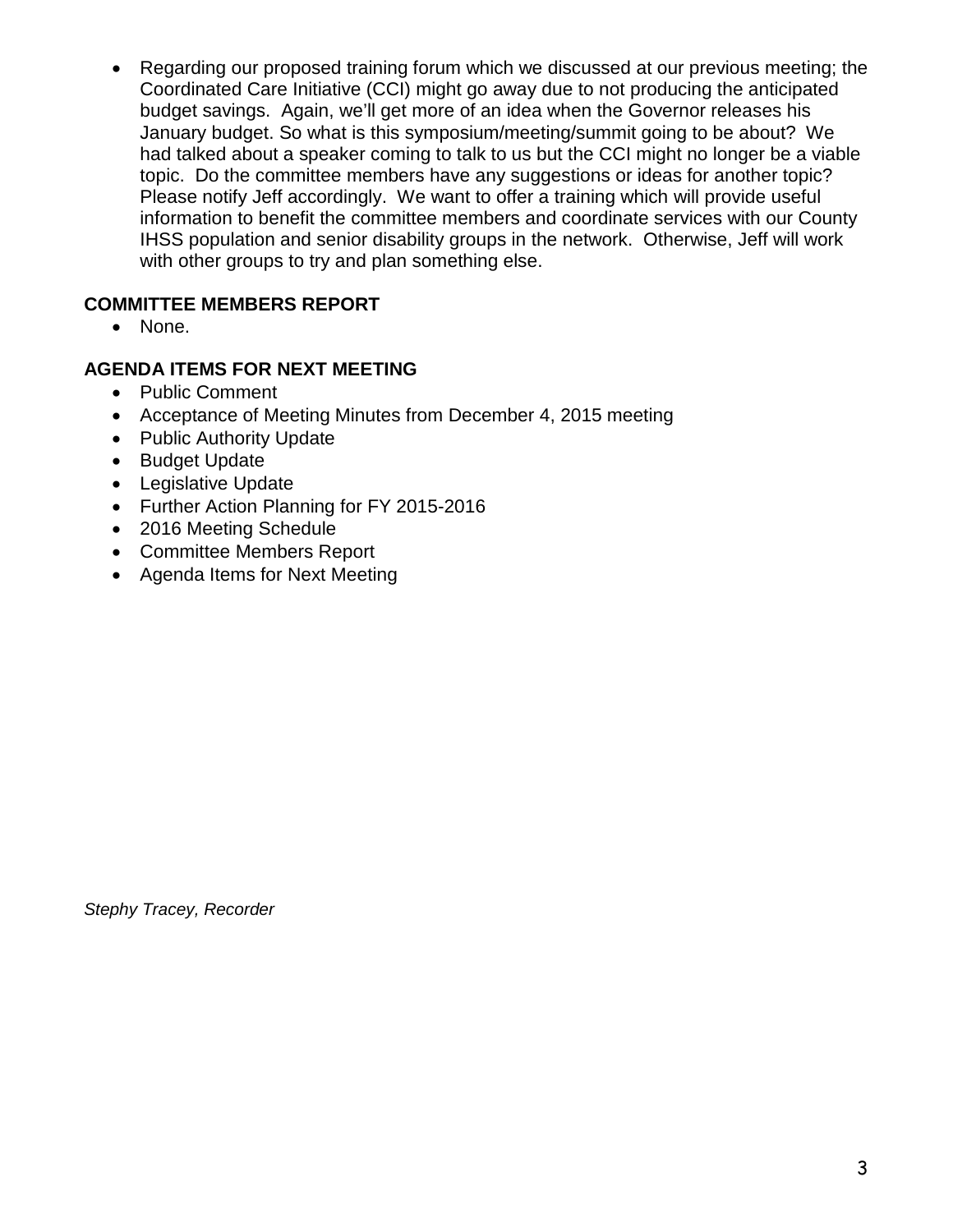- Regarding our proposed training forum which we discussed at our previous meeting; the Coordinated Care Initiative (CCI) might go away due to not producing the anticipated budget savings. Again, we'll get more of an idea when the Governor releases his January budget. So what is this symposium/meeting/summit going to be about? We had talked about a speaker coming to talk to us but the CCI might no longer be a viable topic. Do the committee members have any suggestions or ideas for another topic? Please notify Jeff accordingly. We want to offer a training which will provide useful information to benefit the committee members and coordinate services with our County IHSS population and senior disability groups in the network. Otherwise, Jeff will work with other groups to try and plan something else.

**COMMITTEE MEMBERS REPORT**

- None.

**AGENDA ITEMS FOR NEXT MEETING**

- Public Comment
- Acceptance of Meeting Minutes from December 4, 2015 meeting
- Public Authority Update
- Budget Update
- Legislative Update
- Further Action Planning for FY 2015-2016
- 2016 Meeting Schedule
- Committee Members Report
- Agenda Items for Next Meeting

*Stephy Tracey, Recorder*